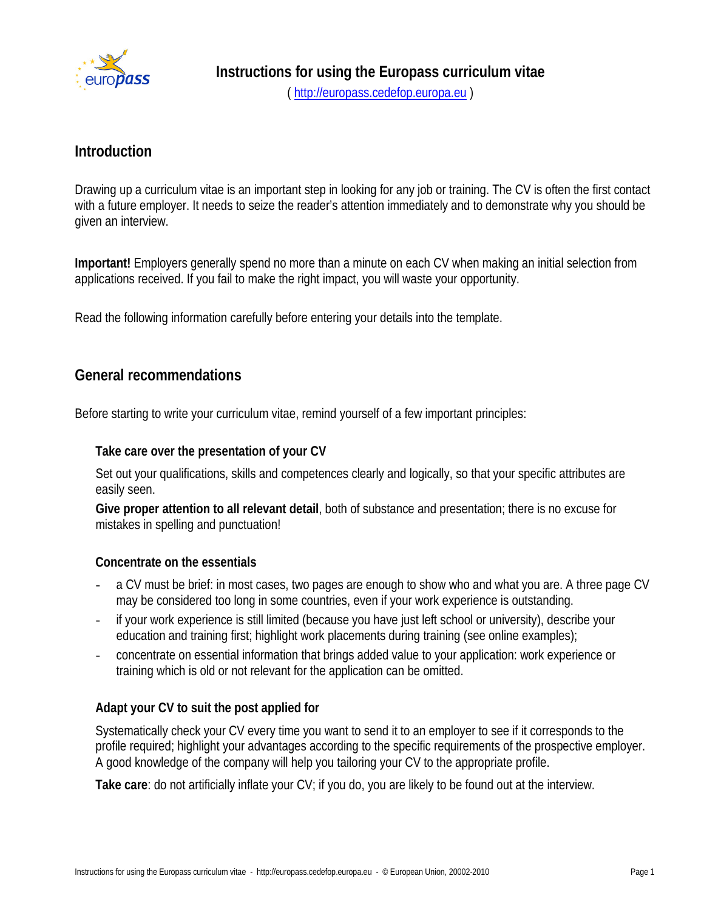# Instructions for using the Europass curriculum vitae

( http://europass.cedefop.europa.eu )

## Introduction

Drawing up a curriculum vitae is an important step in looking for any job or training. The CV is often the first contact with a future employer. It needs to seize the reader's attention immediately and to demonstrate why you should be given an interview.

**Important!** Employers generally spend no more than a minute on each CV when making an initial selection from applications received. If you fail to make the right impact, you will waste your opportunity.

Read the following information carefully before entering your details into the template.

## General recommendations

Before starting to write your curriculum vitae, remind yourself of a few important principles:

### Take care over the presentation of your CV

Set out your qualifications, skills and competences clearly and logically, so that your specific attributes are easily seen.

**Give proper attention to all relevant detail**, both of substance and presentation; there is no excuse for mistakes in spelling and punctuation!

### Concentrate on the essentials

- a CV must be brief: in most cases, two pages are enough to show who and what you are. A three page CV may be considered too long in some countries, even if your work experience is outstanding.
- if your work experience is still limited (because you have just left school or university), describe your education and training first; highlight work placements during training (see online examples);
- concentrate on essential information that brings added value to your application: work experience or training which is old or not relevant for the application can be omitted.

### Adapt your CV to suit the post applied for

Systematically check your CV every time you want to send it to an employer to see if it corresponds to the profile required; highlight your advantages according to the specific requirements of the prospective employer. A good knowledge of the company will help you tailoring your CV to the appropriate profile.

**Take care**: do not artificially inflate your CV; if you do, you are likely to be found out at the interview.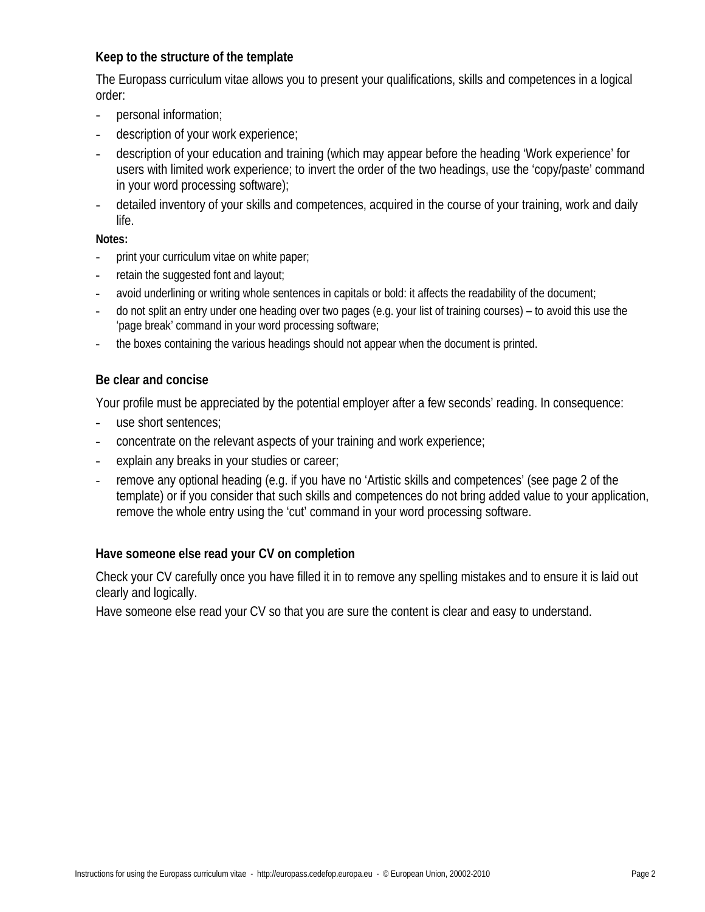**Keep to the structure of the template**

The Europass curriculum vitae allows you to present your qualifications, skills and competences in a logical order:

- personal information;
- description of your work experience;
- description of your education and training (which may appear before the heading ‘Work experience’ for users with limited work experience; to invert the order of the two headings, use the ‘copy/paste’ command in your word processing software);
- detailed inventory of your skills and competences, acquired in the course of your training, work and daily life.

**Notes:**

- print your curriculum vitae on white paper;
- retain the suggested font and layout;
- avoid underlining or writing whole sentences in capitals or bold: it affects the readability of the document;
- do not split an entry under one heading over two pages (e.g. your list of training courses) – to avoid this use the ‘page break’ command in your word processing software;
- the boxes containing the various headings should not appear when the document is printed.

**Be clear and concise**

Your profile must be appreciated by the potential employer after a few seconds’ reading. In consequence:

- use short sentences;
- concentrate on the relevant aspects of your training and work experience;
- explain any breaks in your studies or career;
- remove any optional heading (e.g. if you have no ‘Artistic skills and competences’ (see page 2 of the template) or if you consider that such skills and competences do not bring added value to your application, remove the whole entry using the ‘cut’ command in your word processing software.

**Have someone else read your CV on completion**

Check your CV carefully once you have filled it in to remove any spelling mistakes and to ensure it is laid out clearly and logically.

Have someone else read your CV so that you are sure the content is clear and easy to understand.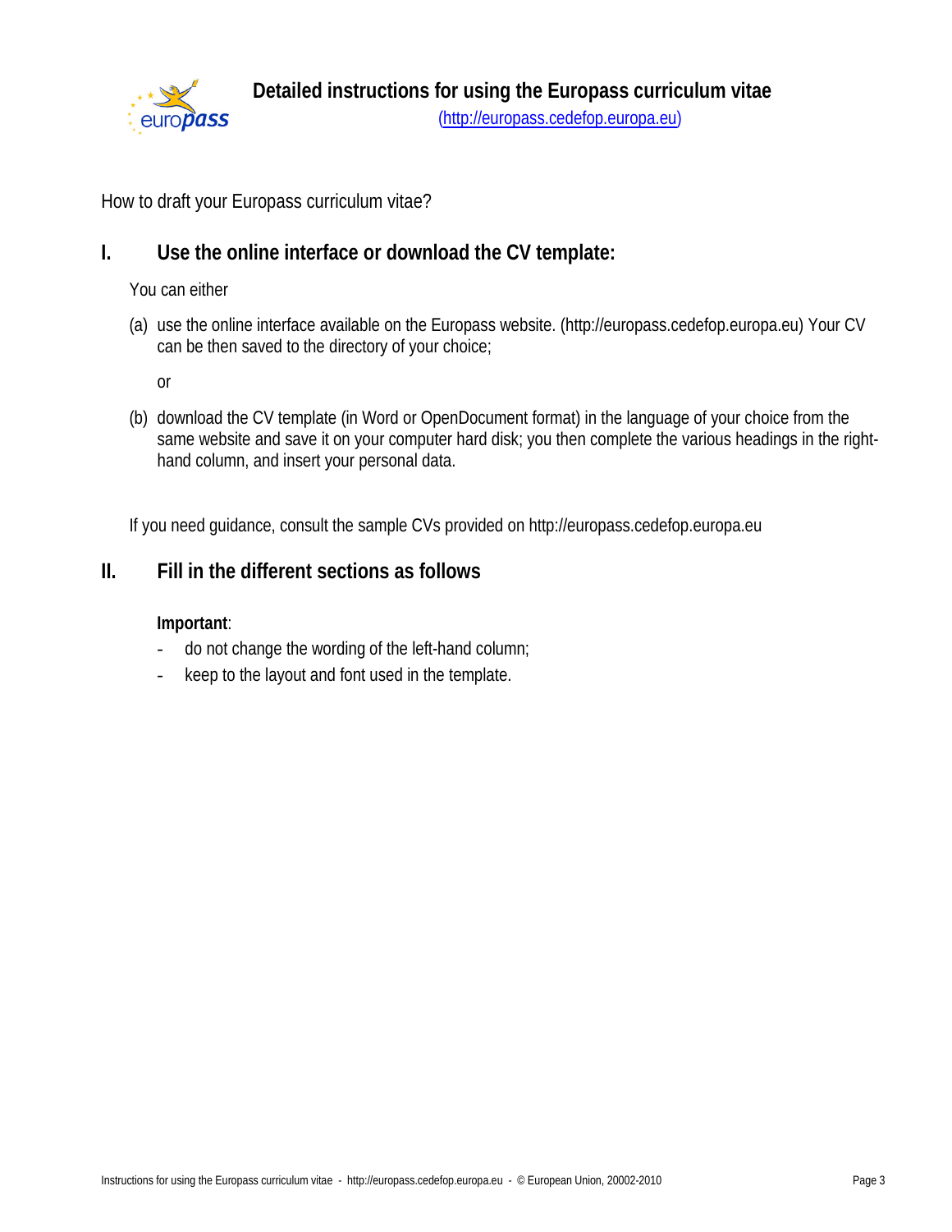# Detailed instructions for using the Europass curriculum vitae

(http://europass.cedefop.europa.eu)

How to draft your Europass curriculum vitae?

## I. Use the online interface or download the CV template:

You can either

(a) use the online interface available on the Europass website. (http://europass.cedefop.europa.eu) Your CV can be then saved to the directory of your choice;

or

(b) download the CV template (in Word or OpenDocument format) in the language of your choice from the same website and save it on your computer hard disk; you then complete the various headings in the right-hand column, and insert your personal data.

If you need guidance, consult the sample CVs provided on http://europass.cedefop.europa.eu

## II. Fill in the different sections as follows

**Important**:

- do not change the wording of the left-hand column;
- keep to the layout and font used in the template.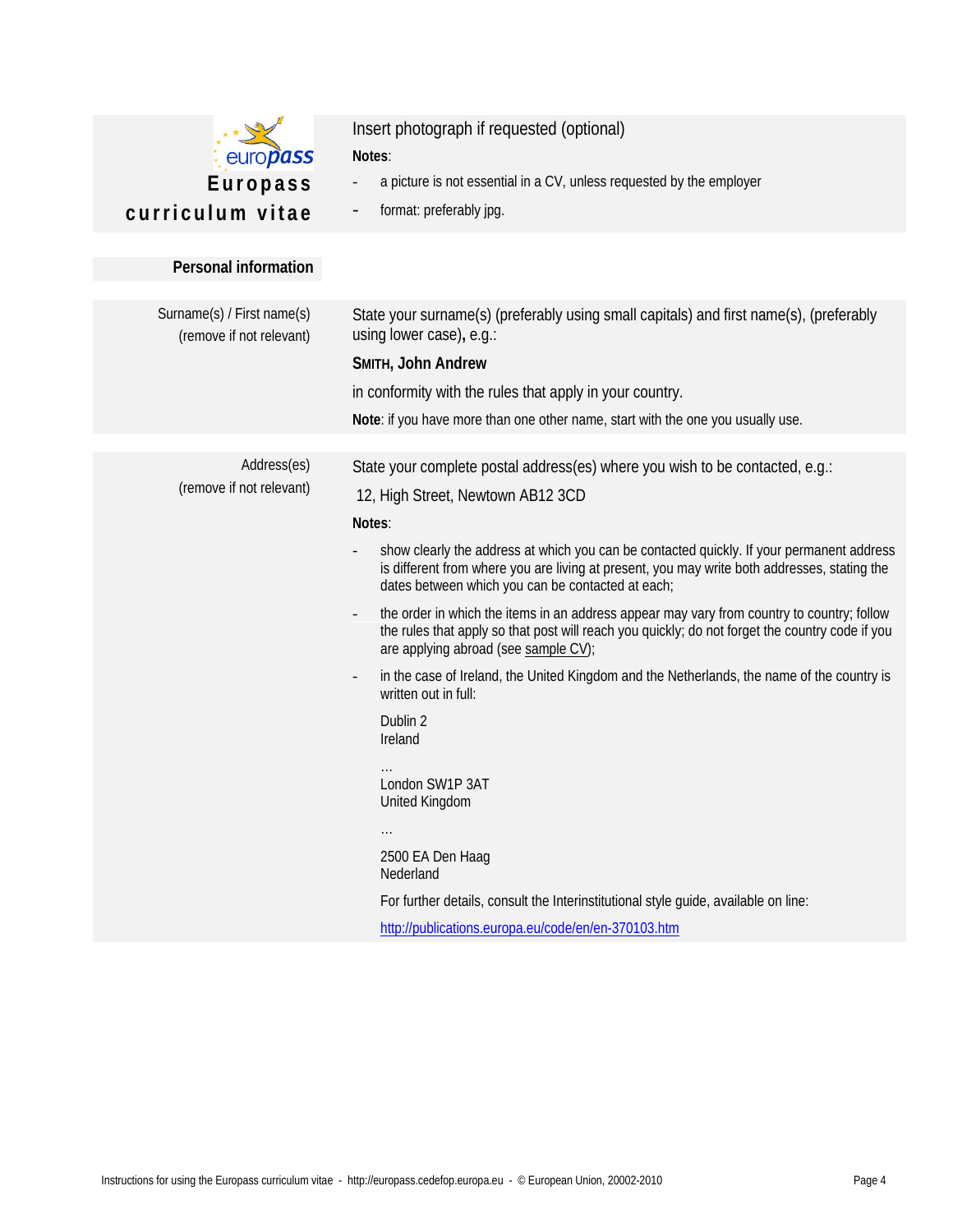**Europass curriculum vitae**

Insert photograph if requested (optional)

**Notes**:

- a picture is not essential in a CV, unless requested by the employer
- format: preferably jpg.

## Personal information

**Surname(s) / First name(s)** (remove if not relevant)

State your surname(s) (preferably using small capitals) and first name(s), (preferably using lower case)**,** e.g.:

**SMITH, John Andrew**

in conformity with the rules that apply in your country.

**Note**: if you have more than one other name, start with the one you usually use.

**Address(es)** (remove if not relevant)

State your complete postal address(es) where you wish to be contacted, e.g.:

12, High Street, Newtown AB12 3CD

**Notes**:

- show clearly the address at which you can be contacted quickly. If your permanent address is different from where you are living at present, you may write both addresses, stating the dates between which you can be contacted at each;
- the order in which the items in an address appear may vary from country to country; follow the rules that apply so that post will reach you quickly; do not forget the country code if you are applying abroad (see sample CV);
- in the case of Ireland, the United Kingdom and the Netherlands, the name of the country is written out in full:

  Dublin 2
  Ireland

  …
  London SW1P 3AT
  United Kingdom

  …

  2500 EA Den Haag
  Nederland

  For further details, consult the Interinstitutional style guide, available on line:

  http://publications.europa.eu/code/en/en-370103.htm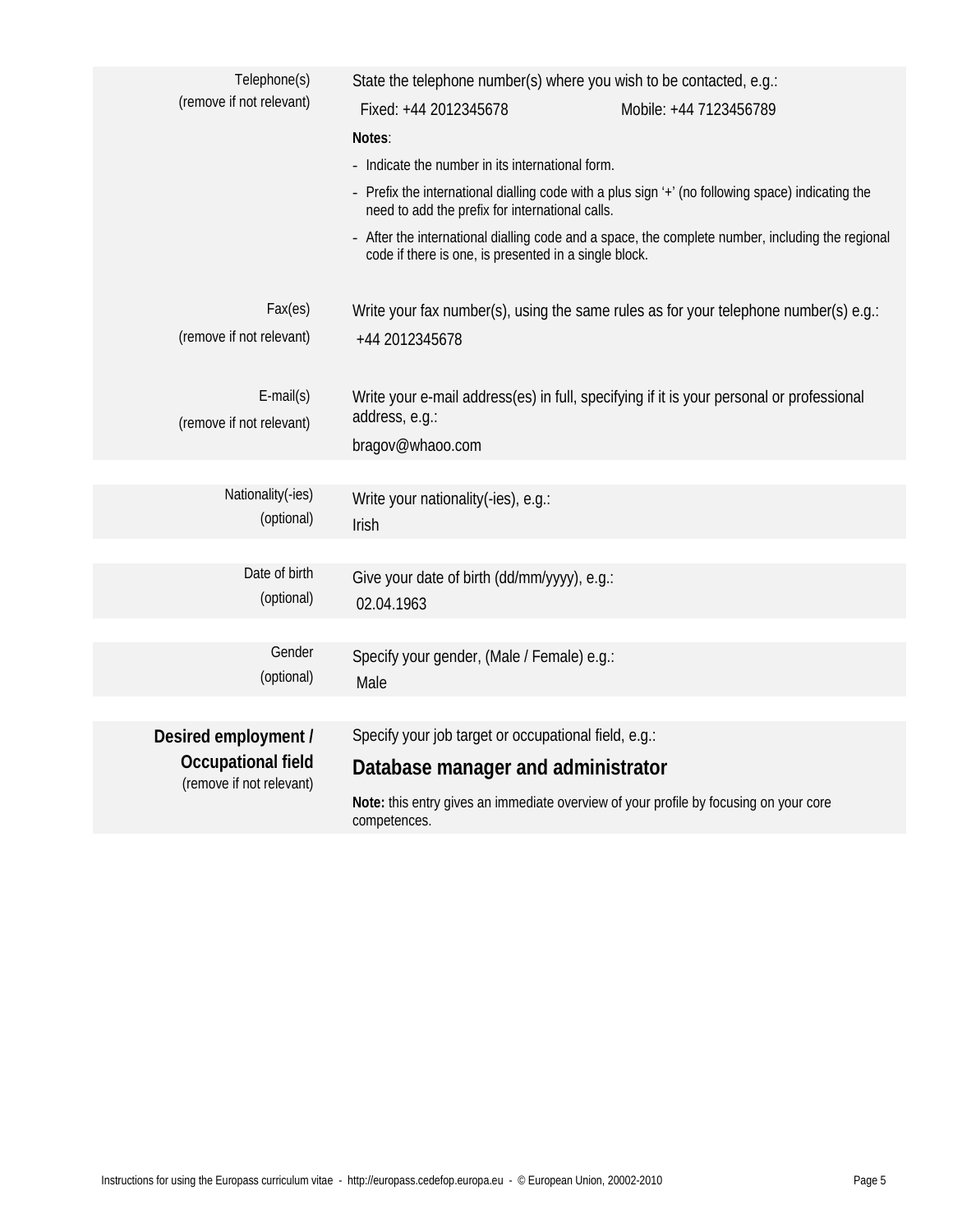| | |
|---|---|
| Telephone(s)<br>(remove if not relevant) | State the telephone number(s) where you wish to be contacted, e.g.:<br>Fixed: +44 2012345678 Mobile: +44 7123456789<br>**Notes**:<br>- Indicate the number in its international form.<br>- Prefix the international dialling code with a plus sign '+' (no following space) indicating the need to add the prefix for international calls.<br>- After the international dialling code and a space, the complete number, including the regional code if there is one, is presented in a single block. |
| Fax(es)<br>(remove if not relevant) | Write your fax number(s), using the same rules as for your telephone number(s) e.g.:<br>+44 2012345678 |
| E-mail(s)<br>(remove if not relevant) | Write your e-mail address(es) in full, specifying if it is your personal or professional address, e.g.:<br>bragov@whaoo.com |
| Nationality(-ies)<br>(optional) | Write your nationality(-ies), e.g.:<br>Irish |
| Date of birth<br>(optional) | Give your date of birth (dd/mm/yyyy), e.g.:<br>02.04.1963 |
| Gender<br>(optional) | Specify your gender, (Male / Female) e.g.:<br>Male |
| **Desired employment / Occupational field**<br>(remove if not relevant) | Specify your job target or occupational field, e.g.:<br>**Database manager and administrator**<br>**Note:** this entry gives an immediate overview of your profile by focusing on your core competences. |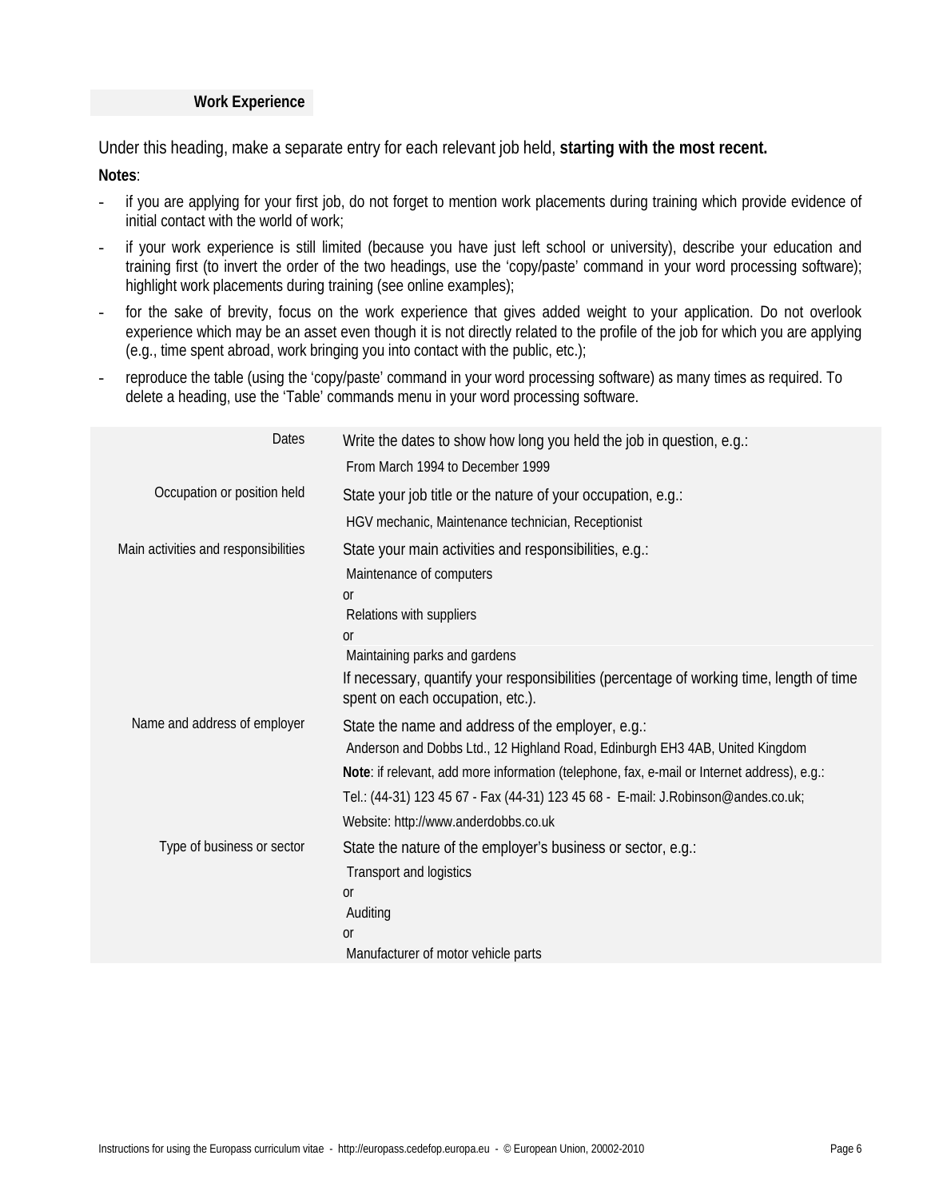## Work Experience

Under this heading, make a separate entry for each relevant job held, **starting with the most recent.**

**Notes**:

- if you are applying for your first job, do not forget to mention work placements during training which provide evidence of initial contact with the world of work;
- if your work experience is still limited (because you have just left school or university), describe your education and training first (to invert the order of the two headings, use the 'copy/paste' command in your word processing software); highlight work placements during training (see online examples);
- for the sake of brevity, focus on the work experience that gives added weight to your application. Do not overlook experience which may be an asset even though it is not directly related to the profile of the job for which you are applying (e.g., time spent abroad, work bringing you into contact with the public, etc.);
- reproduce the table (using the 'copy/paste' command in your word processing software) as many times as required. To delete a heading, use the 'Table' commands menu in your word processing software.

| | |
|---|---|
| Dates | Write the dates to show how long you held the job in question, e.g.:<br>From March 1994 to December 1999 |
| Occupation or position held | State your job title or the nature of your occupation, e.g.:<br>HGV mechanic, Maintenance technician, Receptionist |
| Main activities and responsibilities | State your main activities and responsibilities, e.g.:<br>Maintenance of computers<br>or<br>Relations with suppliers<br>or<br>Maintaining parks and gardens<br>If necessary, quantify your responsibilities (percentage of working time, length of time spent on each occupation, etc.). |
| Name and address of employer | State the name and address of the employer, e.g.:<br>Anderson and Dobbs Ltd., 12 Highland Road, Edinburgh EH3 4AB, United Kingdom<br>**Note**: if relevant, add more information (telephone, fax, e-mail or Internet address), e.g.:<br>Tel.: (44-31) 123 45 67 - Fax (44-31) 123 45 68 - E-mail: J.Robinson@andes.co.uk;<br>Website: http://www.anderdobbs.co.uk |
| Type of business or sector | State the nature of the employer's business or sector, e.g.:<br>Transport and logistics<br>or<br>Auditing<br>or<br>Manufacturer of motor vehicle parts |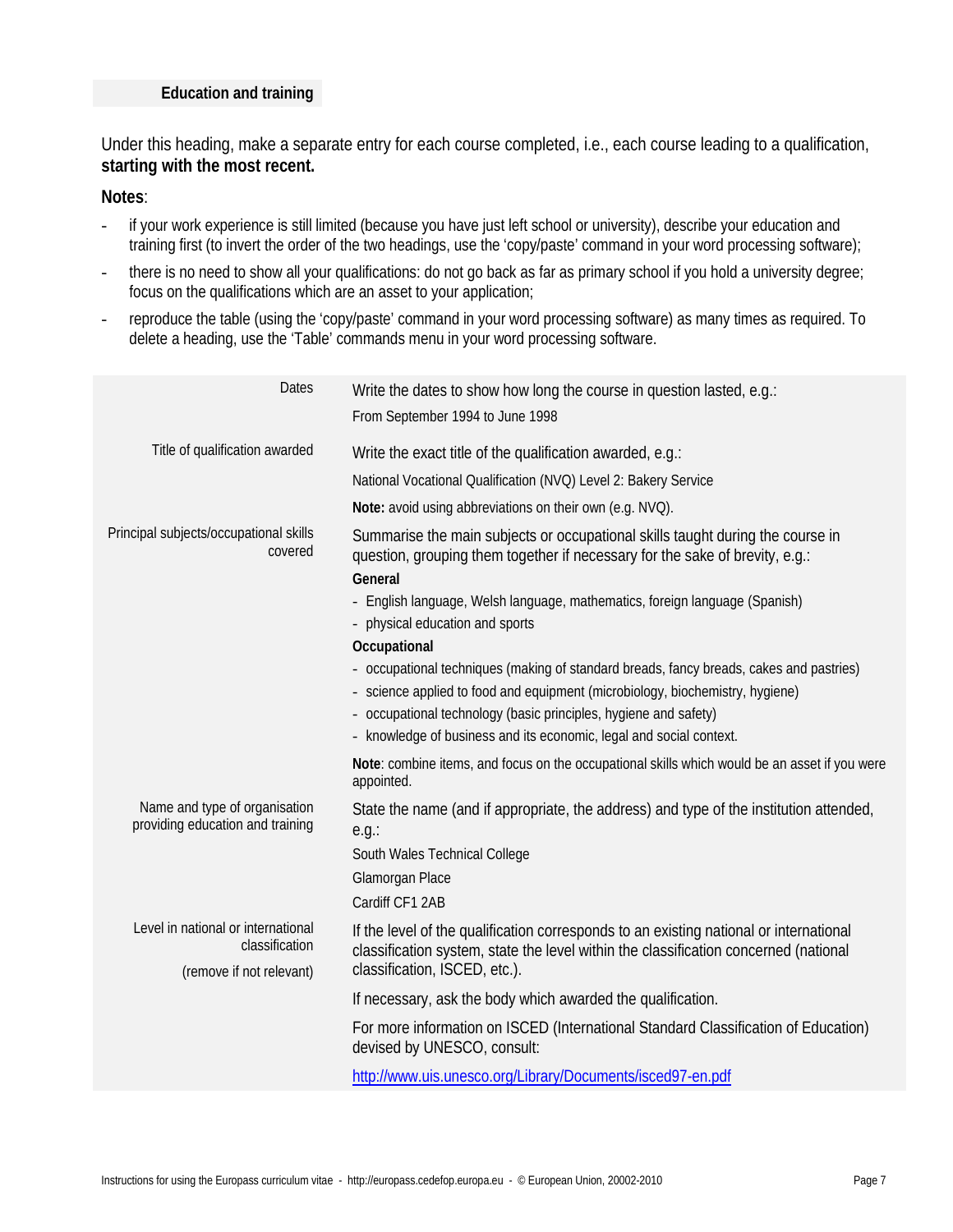## Education and training

Under this heading, make a separate entry for each course completed, i.e., each course leading to a qualification, **starting with the most recent.**

**Notes**:

- if your work experience is still limited (because you have just left school or university), describe your education and training first (to invert the order of the two headings, use the 'copy/paste' command in your word processing software);
- there is no need to show all your qualifications: do not go back as far as primary school if you hold a university degree; focus on the qualifications which are an asset to your application;
- reproduce the table (using the 'copy/paste' command in your word processing software) as many times as required. To delete a heading, use the 'Table' commands menu in your word processing software.

| | |
|---|---|
| Dates | Write the dates to show how long the course in question lasted, e.g.:<br>From September 1994 to June 1998 |
| Title of qualification awarded | Write the exact title of the qualification awarded, e.g.:<br>National Vocational Qualification (NVQ) Level 2: Bakery Service<br>**Note:** avoid using abbreviations on their own (e.g. NVQ). |
| Principal subjects/occupational skills covered | Summarise the main subjects or occupational skills taught during the course in question, grouping them together if necessary for the sake of brevity, e.g.:<br>**General**<br>- English language, Welsh language, mathematics, foreign language (Spanish)<br>- physical education and sports<br>**Occupational**<br>- occupational techniques (making of standard breads, fancy breads, cakes and pastries)<br>- science applied to food and equipment (microbiology, biochemistry, hygiene)<br>- occupational technology (basic principles, hygiene and safety)<br>- knowledge of business and its economic, legal and social context.<br>**Note**: combine items, and focus on the occupational skills which would be an asset if you were appointed. |
| Name and type of organisation providing education and training | State the name (and if appropriate, the address) and type of the institution attended, e.g.:<br>South Wales Technical College<br>Glamorgan Place<br>Cardiff CF1 2AB |
| Level in national or international classification<br>(remove if not relevant) | If the level of the qualification corresponds to an existing national or international classification system, state the level within the classification concerned (national classification, ISCED, etc.).<br>If necessary, ask the body which awarded the qualification.<br>For more information on ISCED (International Standard Classification of Education) devised by UNESCO, consult:<br>http://www.uis.unesco.org/Library/Documents/isced97-en.pdf |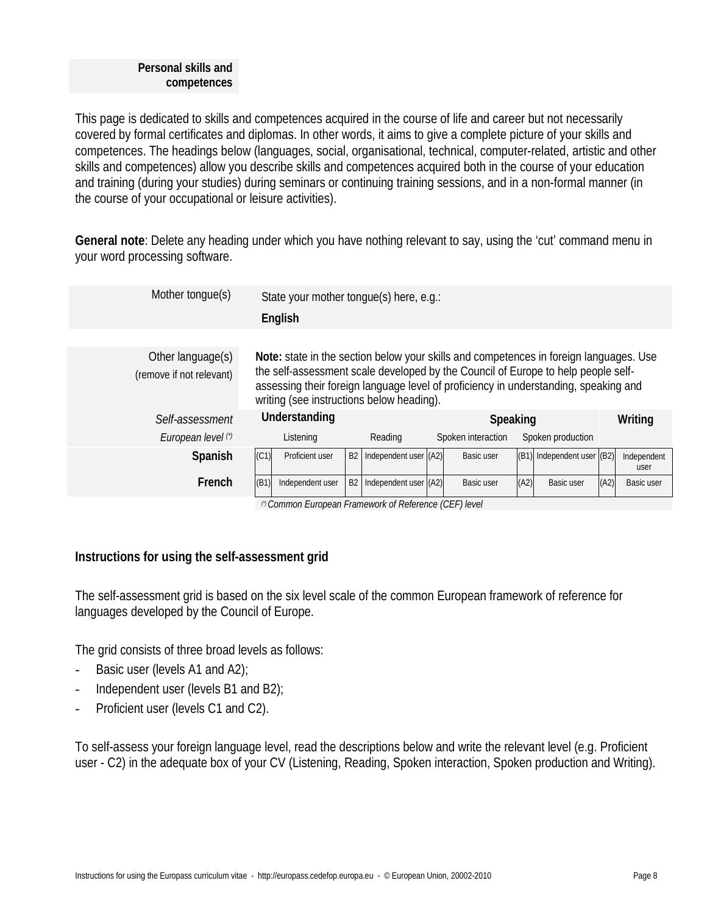**Personal skills and competences**

This page is dedicated to skills and competences acquired in the course of life and career but not necessarily covered by formal certificates and diplomas. In other words, it aims to give a complete picture of your skills and competences. The headings below (languages, social, organisational, technical, computer-related, artistic and other skills and competences) allow you describe skills and competences acquired both in the course of your education and training (during your studies) during seminars or continuing training sessions, and in a non-formal manner (in the course of your occupational or leisure activities).

**General note**: Delete any heading under which you have nothing relevant to say, using the 'cut' command menu in your word processing software.

| | |
|---|---|
| Mother tongue(s) | State your mother tongue(s) here, e.g.:<br>**English** |

| | |
|---|---|
| Other language(s)<br>(remove if not relevant) | **Note:** state in the section below your skills and competences in foreign languages. Use the self-assessment scale developed by the Council of Europe to help people self-assessing their foreign language level of proficiency in understanding, speaking and writing (see instructions below heading). |

| *Self-assessment* | **Understanding** | | | | **Speaking** | | | | **Writing** | |
|---|---|---|---|---|---|---|---|---|---|---|
| *European level* (*) | Listening | | Reading | | Spoken interaction | | Spoken production | | | |
| **Spanish** | (C1) | Proficient user | B2 | Independent user | (A2) | Basic user | (B1) | Independent user | (B2) | Independent user |
| **French** | (B1) | Independent user | B2 | Independent user | (A2) | Basic user | (A2) | Basic user | (A2) | Basic user |

(*) *Common European Framework of Reference (CEF) level*

**Instructions for using the self-assessment grid**

The self-assessment grid is based on the six level scale of the common European framework of reference for languages developed by the Council of Europe.

The grid consists of three broad levels as follows:

- Basic user (levels A1 and A2);
- Independent user (levels B1 and B2);
- Proficient user (levels C1 and C2).

To self-assess your foreign language level, read the descriptions below and write the relevant level (e.g. Proficient user - C2) in the adequate box of your CV (Listening, Reading, Spoken interaction, Spoken production and Writing).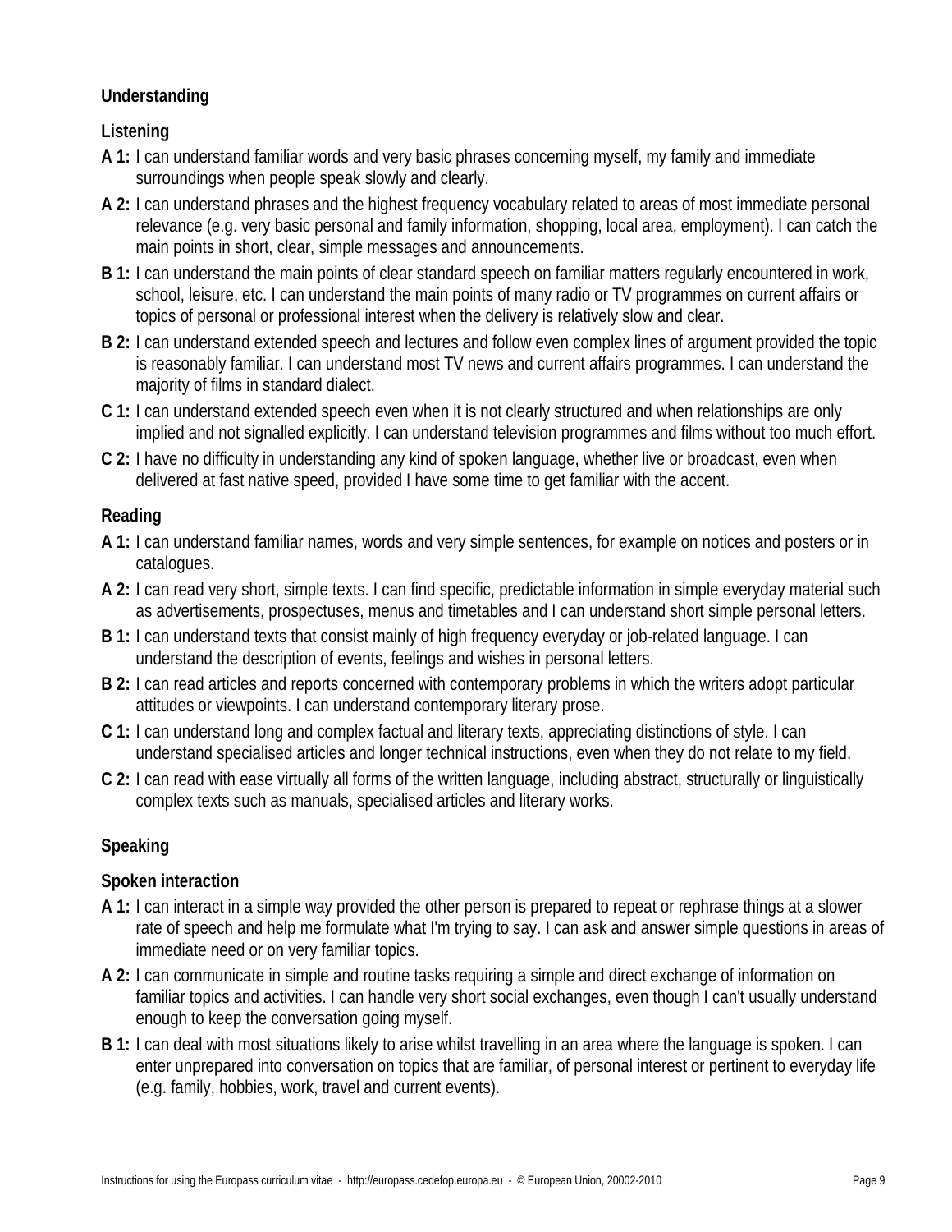**Understanding**

**Listening**

**A 1:** I can understand familiar words and very basic phrases concerning myself, my family and immediate surroundings when people speak slowly and clearly.

**A 2:** I can understand phrases and the highest frequency vocabulary related to areas of most immediate personal relevance (e.g. very basic personal and family information, shopping, local area, employment). I can catch the main points in short, clear, simple messages and announcements.

**B 1:** I can understand the main points of clear standard speech on familiar matters regularly encountered in work, school, leisure, etc. I can understand the main points of many radio or TV programmes on current affairs or topics of personal or professional interest when the delivery is relatively slow and clear.

**B 2:** I can understand extended speech and lectures and follow even complex lines of argument provided the topic is reasonably familiar. I can understand most TV news and current affairs programmes. I can understand the majority of films in standard dialect.

**C 1:** I can understand extended speech even when it is not clearly structured and when relationships are only implied and not signalled explicitly. I can understand television programmes and films without too much effort.

**C 2:** I have no difficulty in understanding any kind of spoken language, whether live or broadcast, even when delivered at fast native speed, provided I have some time to get familiar with the accent.

**Reading**

**A 1:** I can understand familiar names, words and very simple sentences, for example on notices and posters or in catalogues.

**A 2:** I can read very short, simple texts. I can find specific, predictable information in simple everyday material such as advertisements, prospectuses, menus and timetables and I can understand short simple personal letters.

**B 1:** I can understand texts that consist mainly of high frequency everyday or job-related language. I can understand the description of events, feelings and wishes in personal letters.

**B 2:** I can read articles and reports concerned with contemporary problems in which the writers adopt particular attitudes or viewpoints. I can understand contemporary literary prose.

**C 1:** I can understand long and complex factual and literary texts, appreciating distinctions of style. I can understand specialised articles and longer technical instructions, even when they do not relate to my field.

**C 2:** I can read with ease virtually all forms of the written language, including abstract, structurally or linguistically complex texts such as manuals, specialised articles and literary works.

**Speaking**

**Spoken interaction**

**A 1:** I can interact in a simple way provided the other person is prepared to repeat or rephrase things at a slower rate of speech and help me formulate what I'm trying to say. I can ask and answer simple questions in areas of immediate need or on very familiar topics.

**A 2:** I can communicate in simple and routine tasks requiring a simple and direct exchange of information on familiar topics and activities. I can handle very short social exchanges, even though I can't usually understand enough to keep the conversation going myself.

**B 1:** I can deal with most situations likely to arise whilst travelling in an area where the language is spoken. I can enter unprepared into conversation on topics that are familiar, of personal interest or pertinent to everyday life (e.g. family, hobbies, work, travel and current events).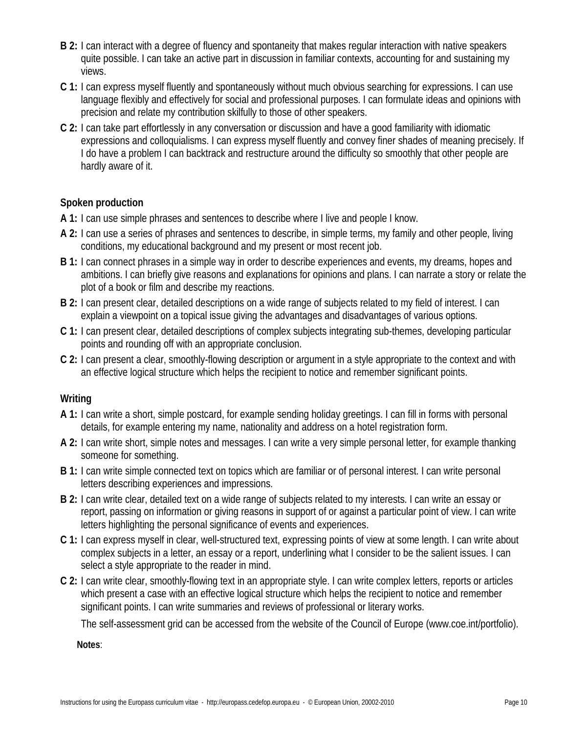**B 2:** I can interact with a degree of fluency and spontaneity that makes regular interaction with native speakers quite possible. I can take an active part in discussion in familiar contexts, accounting for and sustaining my views.

**C 1:** I can express myself fluently and spontaneously without much obvious searching for expressions. I can use language flexibly and effectively for social and professional purposes. I can formulate ideas and opinions with precision and relate my contribution skilfully to those of other speakers.

**C 2:** I can take part effortlessly in any conversation or discussion and have a good familiarity with idiomatic expressions and colloquialisms. I can express myself fluently and convey finer shades of meaning precisely. If I do have a problem I can backtrack and restructure around the difficulty so smoothly that other people are hardly aware of it.

**Spoken production**

**A 1:** I can use simple phrases and sentences to describe where I live and people I know.

**A 2:** I can use a series of phrases and sentences to describe, in simple terms, my family and other people, living conditions, my educational background and my present or most recent job.

**B 1:** I can connect phrases in a simple way in order to describe experiences and events, my dreams, hopes and ambitions. I can briefly give reasons and explanations for opinions and plans. I can narrate a story or relate the plot of a book or film and describe my reactions.

**B 2:** I can present clear, detailed descriptions on a wide range of subjects related to my field of interest. I can explain a viewpoint on a topical issue giving the advantages and disadvantages of various options.

**C 1:** I can present clear, detailed descriptions of complex subjects integrating sub-themes, developing particular points and rounding off with an appropriate conclusion.

**C 2:** I can present a clear, smoothly-flowing description or argument in a style appropriate to the context and with an effective logical structure which helps the recipient to notice and remember significant points.

**Writing**

**A 1:** I can write a short, simple postcard, for example sending holiday greetings. I can fill in forms with personal details, for example entering my name, nationality and address on a hotel registration form.

**A 2:** I can write short, simple notes and messages. I can write a very simple personal letter, for example thanking someone for something.

**B 1:** I can write simple connected text on topics which are familiar or of personal interest. I can write personal letters describing experiences and impressions.

**B 2:** I can write clear, detailed text on a wide range of subjects related to my interests. I can write an essay or report, passing on information or giving reasons in support of or against a particular point of view. I can write letters highlighting the personal significance of events and experiences.

**C 1:** I can express myself in clear, well-structured text, expressing points of view at some length. I can write about complex subjects in a letter, an essay or a report, underlining what I consider to be the salient issues. I can select a style appropriate to the reader in mind.

**C 2:** I can write clear, smoothly-flowing text in an appropriate style. I can write complex letters, reports or articles which present a case with an effective logical structure which helps the recipient to notice and remember significant points. I can write summaries and reviews of professional or literary works.

The self-assessment grid can be accessed from the website of the Council of Europe (www.coe.int/portfolio).

**Notes**: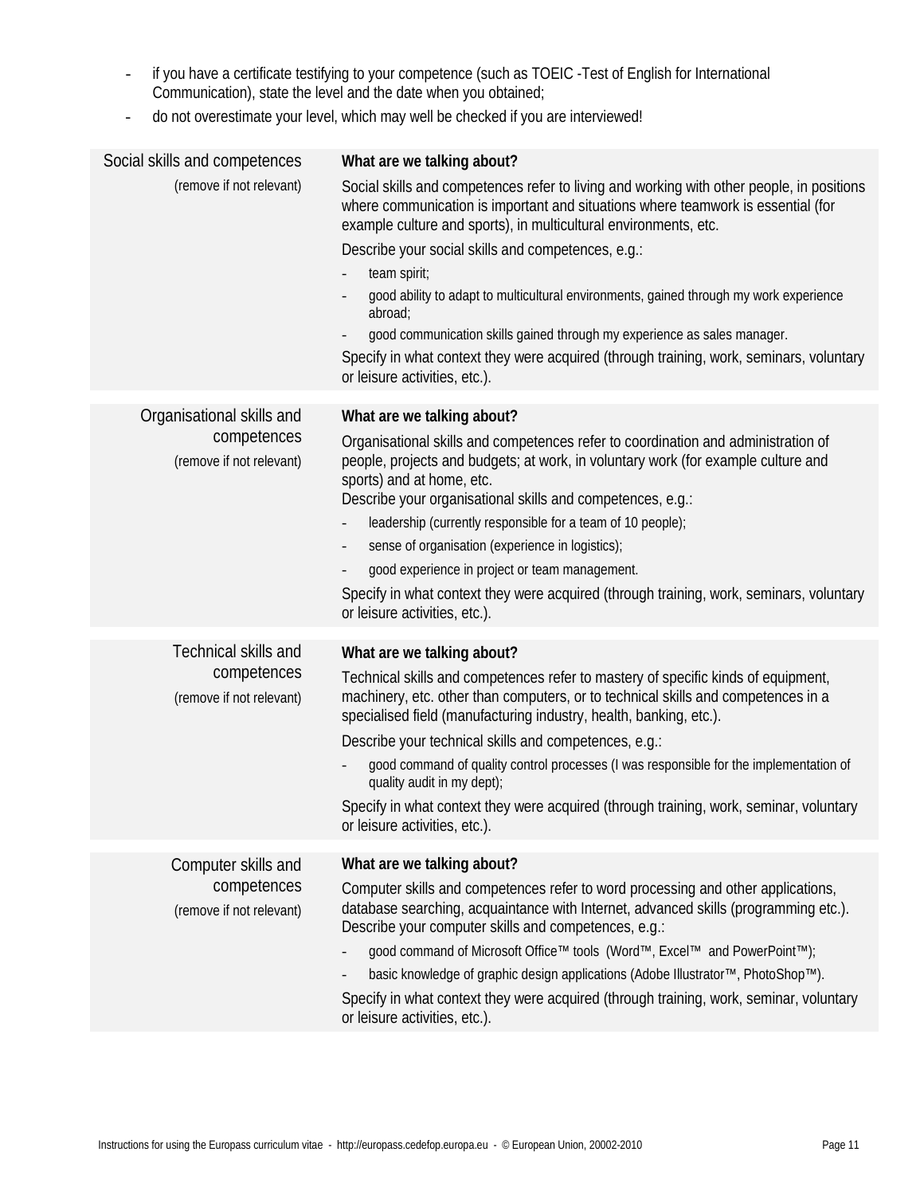- if you have a certificate testifying to your competence (such as TOEIC -Test of English for International Communication), state the level and the date when you obtained;
- do not overestimate your level, which may well be checked if you are interviewed!

| | |
|---|---|
| Social skills and competences<br>(remove if not relevant) | **What are we talking about?**<br>Social skills and competences refer to living and working with other people, in positions where communication is important and situations where teamwork is essential (for example culture and sports), in multicultural environments, etc.<br>Describe your social skills and competences, e.g.:<br>- team spirit;<br>- good ability to adapt to multicultural environments, gained through my work experience abroad;<br>- good communication skills gained through my experience as sales manager.<br>Specify in what context they were acquired (through training, work, seminars, voluntary or leisure activities, etc.). |
| Organisational skills and competences<br>(remove if not relevant) | **What are we talking about?**<br>Organisational skills and competences refer to coordination and administration of people, projects and budgets; at work, in voluntary work (for example culture and sports) and at home, etc.<br>Describe your organisational skills and competences, e.g.:<br>- leadership (currently responsible for a team of 10 people);<br>- sense of organisation (experience in logistics);<br>- good experience in project or team management.<br>Specify in what context they were acquired (through training, work, seminars, voluntary or leisure activities, etc.). |
| Technical skills and competences<br>(remove if not relevant) | **What are we talking about?**<br>Technical skills and competences refer to mastery of specific kinds of equipment, machinery, etc. other than computers, or to technical skills and competences in a specialised field (manufacturing industry, health, banking, etc.).<br>Describe your technical skills and competences, e.g.:<br>- good command of quality control processes (I was responsible for the implementation of quality audit in my dept);<br>Specify in what context they were acquired (through training, work, seminar, voluntary or leisure activities, etc.). |
| Computer skills and competences<br>(remove if not relevant) | **What are we talking about?**<br>Computer skills and competences refer to word processing and other applications, database searching, acquaintance with Internet, advanced skills (programming etc.).<br>Describe your computer skills and competences, e.g.:<br>- good command of Microsoft Office™ tools (Word™, Excel™ and PowerPoint™);<br>- basic knowledge of graphic design applications (Adobe Illustrator™, PhotoShop™).<br>Specify in what context they were acquired (through training, work, seminar, voluntary or leisure activities, etc.). |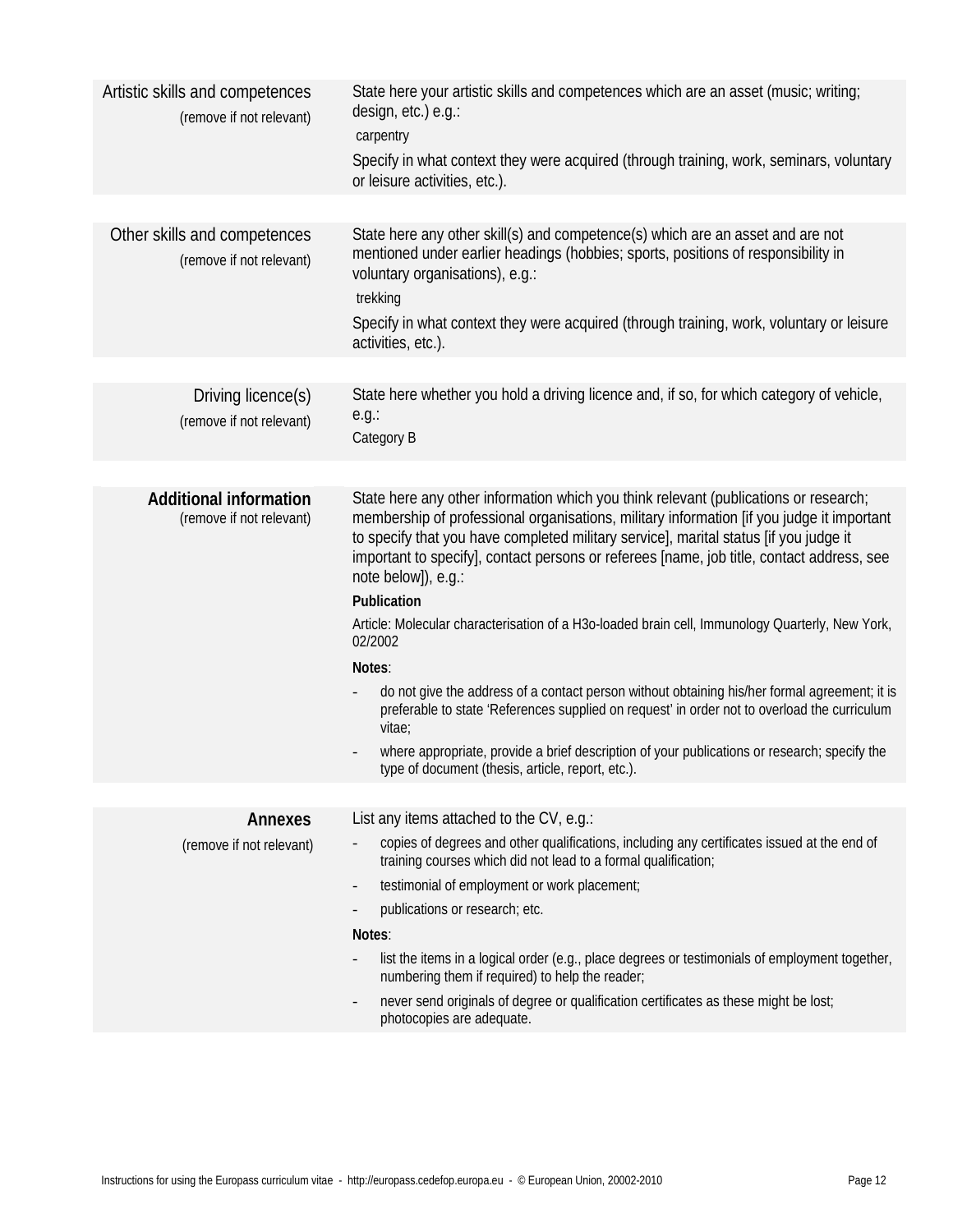| | |
|---|---|
| Artistic skills and competences (remove if not relevant) | State here your artistic skills and competences which are an asset (music; writing; design, etc.) e.g.: carpentry<br>Specify in what context they were acquired (through training, work, seminars, voluntary or leisure activities, etc.). |
| Other skills and competences (remove if not relevant) | State here any other skill(s) and competence(s) which are an asset and are not mentioned under earlier headings (hobbies; sports, positions of responsibility in voluntary organisations), e.g.: trekking<br>Specify in what context they were acquired (through training, work, voluntary or leisure activities, etc.). |
| Driving licence(s) (remove if not relevant) | State here whether you hold a driving licence and, if so, for which category of vehicle, e.g.: Category B |
| **Additional information** (remove if not relevant) | State here any other information which you think relevant (publications or research; membership of professional organisations, military information [if you judge it important to specify that you have completed military service], marital status [if you judge it important to specify], contact persons or referees [name, job title, contact address, see note below]), e.g.:<br>**Publication**<br>Article: Molecular characterisation of a H3o-loaded brain cell, Immunology Quarterly, New York, 02/2002<br>**Notes**:<br>- do not give the address of a contact person without obtaining his/her formal agreement; it is preferable to state 'References supplied on request' in order not to overload the curriculum vitae;<br>- where appropriate, provide a brief description of your publications or research; specify the type of document (thesis, article, report, etc.). |
| **Annexes** (remove if not relevant) | List any items attached to the CV, e.g.:<br>- copies of degrees and other qualifications, including any certificates issued at the end of training courses which did not lead to a formal qualification;<br>- testimonial of employment or work placement;<br>- publications or research; etc.<br>**Notes**:<br>- list the items in a logical order (e.g., place degrees or testimonials of employment together, numbering them if required) to help the reader;<br>- never send originals of degree or qualification certificates as these might be lost; photocopies are adequate. |